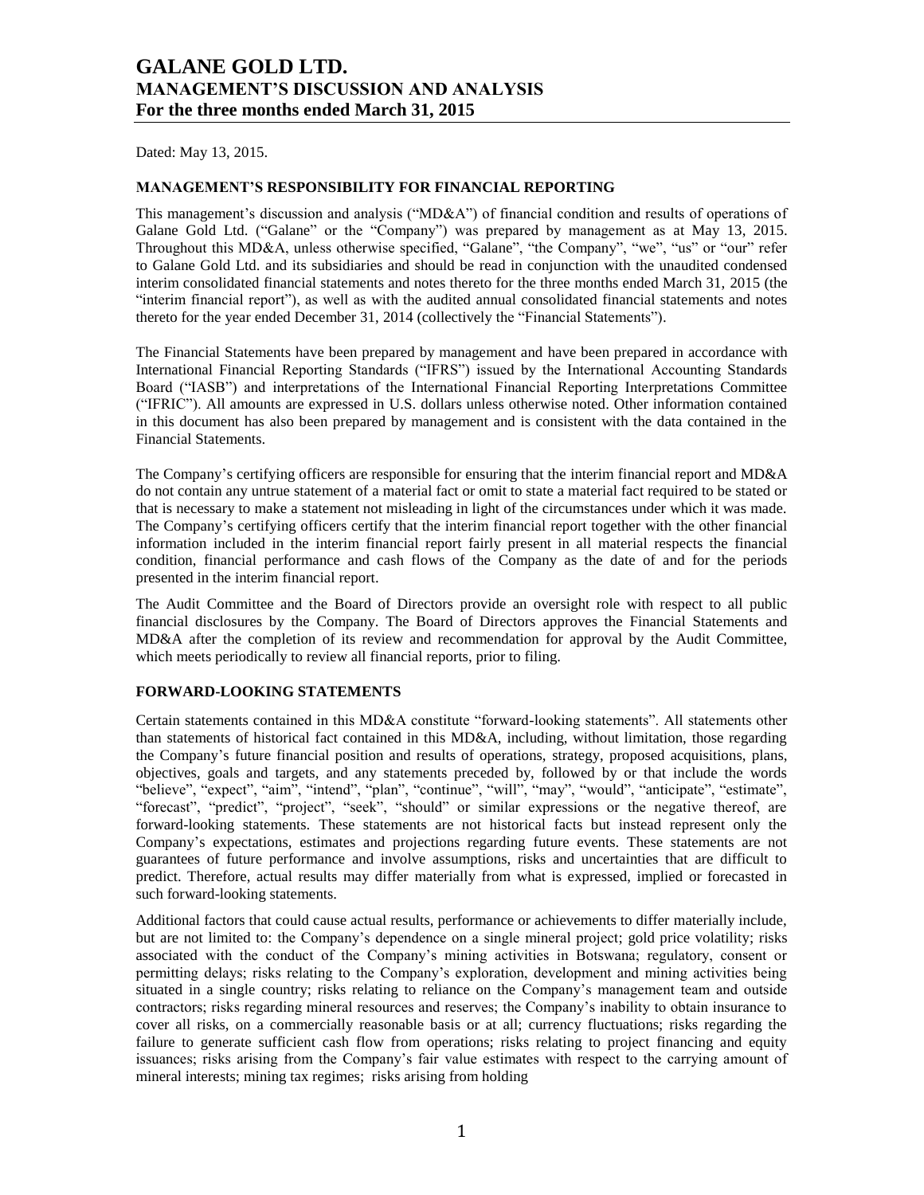# GALANE GOLD LTD.
# MANAGEMENT'S DISCUSSION AND ANALYSIS
# For the three months ended March 31, 2015

Dated: May 13, 2015.

## MANAGEMENT'S RESPONSIBILITY FOR FINANCIAL REPORTING

This management's discussion and analysis ("MD&A") of financial condition and results of operations of Galane Gold Ltd. ("Galane" or the "Company") was prepared by management as at May 13, 2015. Throughout this MD&A, unless otherwise specified, "Galane", "the Company", "we", "us" or "our" refer to Galane Gold Ltd. and its subsidiaries and should be read in conjunction with the unaudited condensed interim consolidated financial statements and notes thereto for the three months ended March 31, 2015 (the "interim financial report"), as well as with the audited annual consolidated financial statements and notes thereto for the year ended December 31, 2014 (collectively the "Financial Statements").

The Financial Statements have been prepared by management and have been prepared in accordance with International Financial Reporting Standards ("IFRS") issued by the International Accounting Standards Board ("IASB") and interpretations of the International Financial Reporting Interpretations Committee ("IFRIC"). All amounts are expressed in U.S. dollars unless otherwise noted. Other information contained in this document has also been prepared by management and is consistent with the data contained in the Financial Statements.

The Company's certifying officers are responsible for ensuring that the interim financial report and MD&A do not contain any untrue statement of a material fact or omit to state a material fact required to be stated or that is necessary to make a statement not misleading in light of the circumstances under which it was made. The Company's certifying officers certify that the interim financial report together with the other financial information included in the interim financial report fairly present in all material respects the financial condition, financial performance and cash flows of the Company as the date of and for the periods presented in the interim financial report.

The Audit Committee and the Board of Directors provide an oversight role with respect to all public financial disclosures by the Company. The Board of Directors approves the Financial Statements and MD&A after the completion of its review and recommendation for approval by the Audit Committee, which meets periodically to review all financial reports, prior to filing.

## FORWARD-LOOKING STATEMENTS

Certain statements contained in this MD&A constitute "forward-looking statements". All statements other than statements of historical fact contained in this MD&A, including, without limitation, those regarding the Company's future financial position and results of operations, strategy, proposed acquisitions, plans, objectives, goals and targets, and any statements preceded by, followed by or that include the words "believe", "expect", "aim", "intend", "plan", "continue", "will", "may", "would", "anticipate", "estimate", "forecast", "predict", "project", "seek", "should" or similar expressions or the negative thereof, are forward-looking statements. These statements are not historical facts but instead represent only the Company's expectations, estimates and projections regarding future events. These statements are not guarantees of future performance and involve assumptions, risks and uncertainties that are difficult to predict. Therefore, actual results may differ materially from what is expressed, implied or forecasted in such forward-looking statements.

Additional factors that could cause actual results, performance or achievements to differ materially include, but are not limited to: the Company's dependence on a single mineral project; gold price volatility; risks associated with the conduct of the Company's mining activities in Botswana; regulatory, consent or permitting delays; risks relating to the Company's exploration, development and mining activities being situated in a single country; risks relating to reliance on the Company's management team and outside contractors; risks regarding mineral resources and reserves; the Company's inability to obtain insurance to cover all risks, on a commercially reasonable basis or at all; currency fluctuations; risks regarding the failure to generate sufficient cash flow from operations; risks relating to project financing and equity issuances; risks arising from the Company's fair value estimates with respect to the carrying amount of mineral interests; mining tax regimes; risks arising from holding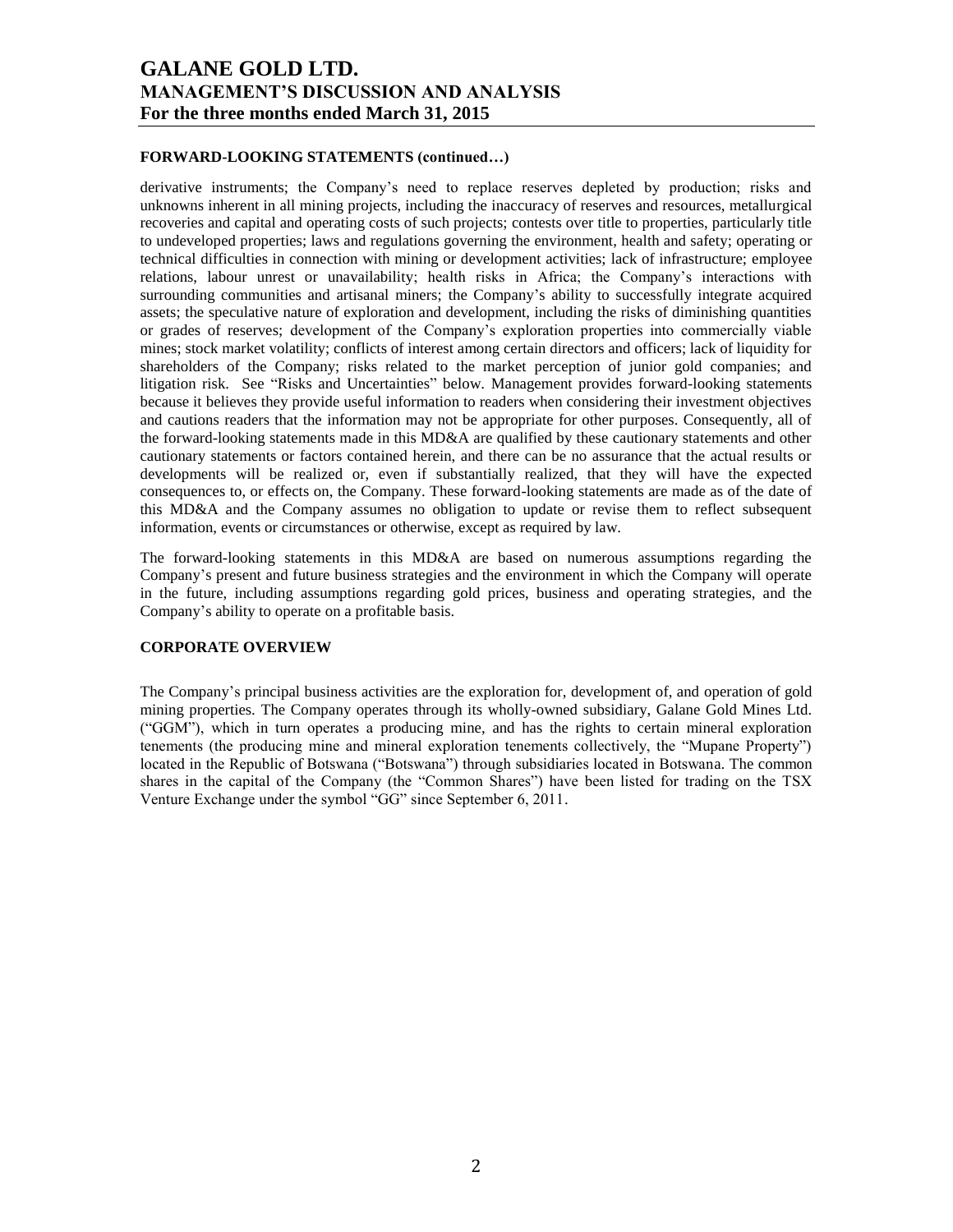#### FORWARD-LOOKING STATEMENTS (continued…)

derivative instruments; the Company's need to replace reserves depleted by production; risks and unknowns inherent in all mining projects, including the inaccuracy of reserves and resources, metallurgical recoveries and capital and operating costs of such projects; contests over title to properties, particularly title to undeveloped properties; laws and regulations governing the environment, health and safety; operating or technical difficulties in connection with mining or development activities; lack of infrastructure; employee relations, labour unrest or unavailability; health risks in Africa; the Company's interactions with surrounding communities and artisanal miners; the Company's ability to successfully integrate acquired assets; the speculative nature of exploration and development, including the risks of diminishing quantities or grades of reserves; development of the Company's exploration properties into commercially viable mines; stock market volatility; conflicts of interest among certain directors and officers; lack of liquidity for shareholders of the Company; risks related to the market perception of junior gold companies; and litigation risk. See "Risks and Uncertainties" below. Management provides forward-looking statements because it believes they provide useful information to readers when considering their investment objectives and cautions readers that the information may not be appropriate for other purposes. Consequently, all of the forward-looking statements made in this MD&A are qualified by these cautionary statements and other cautionary statements or factors contained herein, and there can be no assurance that the actual results or developments will be realized or, even if substantially realized, that they will have the expected consequences to, or effects on, the Company. These forward-looking statements are made as of the date of this MD&A and the Company assumes no obligation to update or revise them to reflect subsequent information, events or circumstances or otherwise, except as required by law.

The forward-looking statements in this MD&A are based on numerous assumptions regarding the Company's present and future business strategies and the environment in which the Company will operate in the future, including assumptions regarding gold prices, business and operating strategies, and the Company's ability to operate on a profitable basis.

#### CORPORATE OVERVIEW

The Company's principal business activities are the exploration for, development of, and operation of gold mining properties. The Company operates through its wholly-owned subsidiary, Galane Gold Mines Ltd. ("GGM"), which in turn operates a producing mine, and has the rights to certain mineral exploration tenements (the producing mine and mineral exploration tenements collectively, the "Mupane Property") located in the Republic of Botswana ("Botswana") through subsidiaries located in Botswana. The common shares in the capital of the Company (the "Common Shares") have been listed for trading on the TSX Venture Exchange under the symbol "GG" since September 6, 2011.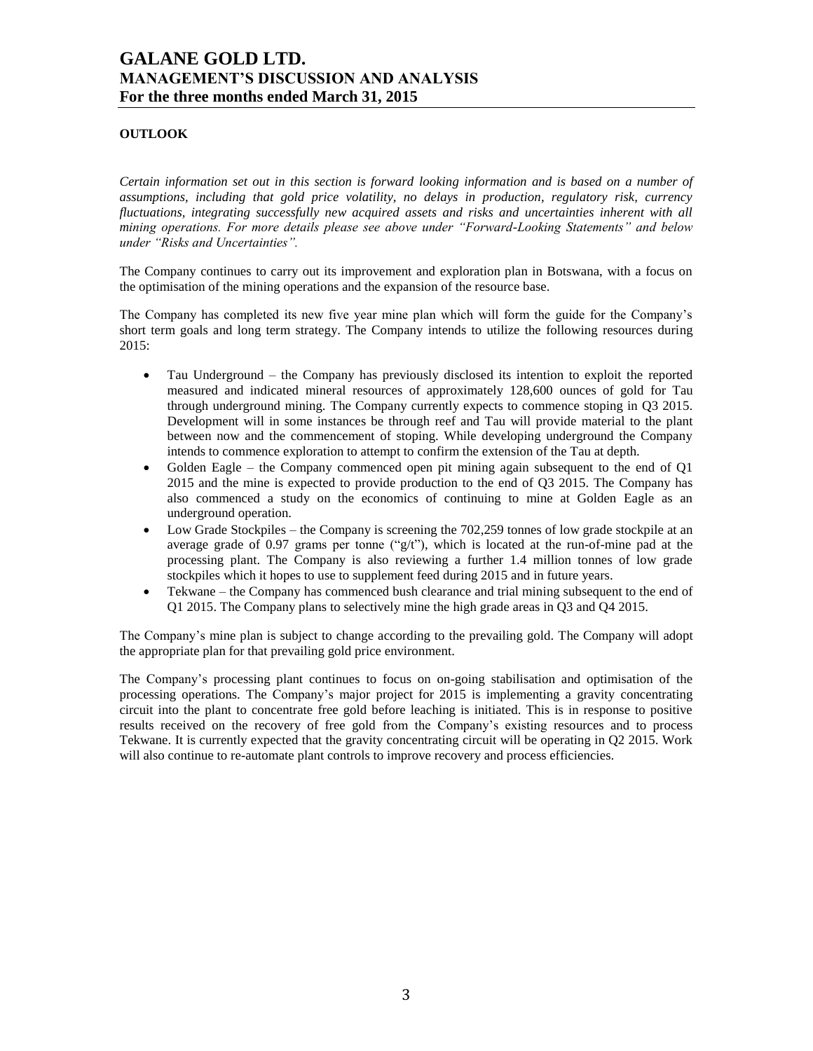## OUTLOOK

*Certain information set out in this section is forward looking information and is based on a number of assumptions, including that gold price volatility, no delays in production, regulatory risk, currency fluctuations, integrating successfully new acquired assets and risks and uncertainties inherent with all mining operations. For more details please see above under "Forward-Looking Statements" and below under "Risks and Uncertainties".*

The Company continues to carry out its improvement and exploration plan in Botswana, with a focus on the optimisation of the mining operations and the expansion of the resource base.

The Company has completed its new five year mine plan which will form the guide for the Company's short term goals and long term strategy. The Company intends to utilize the following resources during 2015:

- Tau Underground – the Company has previously disclosed its intention to exploit the reported measured and indicated mineral resources of approximately 128,600 ounces of gold for Tau through underground mining. The Company currently expects to commence stoping in Q3 2015. Development will in some instances be through reef and Tau will provide material to the plant between now and the commencement of stoping. While developing underground the Company intends to commence exploration to attempt to confirm the extension of the Tau at depth.
- Golden Eagle – the Company commenced open pit mining again subsequent to the end of Q1 2015 and the mine is expected to provide production to the end of Q3 2015. The Company has also commenced a study on the economics of continuing to mine at Golden Eagle as an underground operation.
- Low Grade Stockpiles – the Company is screening the 702,259 tonnes of low grade stockpile at an average grade of 0.97 grams per tonne ("g/t"), which is located at the run-of-mine pad at the processing plant. The Company is also reviewing a further 1.4 million tonnes of low grade stockpiles which it hopes to use to supplement feed during 2015 and in future years.
- Tekwane – the Company has commenced bush clearance and trial mining subsequent to the end of Q1 2015. The Company plans to selectively mine the high grade areas in Q3 and Q4 2015.

The Company's mine plan is subject to change according to the prevailing gold. The Company will adopt the appropriate plan for that prevailing gold price environment.

The Company's processing plant continues to focus on on-going stabilisation and optimisation of the processing operations. The Company's major project for 2015 is implementing a gravity concentrating circuit into the plant to concentrate free gold before leaching is initiated. This is in response to positive results received on the recovery of free gold from the Company's existing resources and to process Tekwane. It is currently expected that the gravity concentrating circuit will be operating in Q2 2015. Work will also continue to re-automate plant controls to improve recovery and process efficiencies.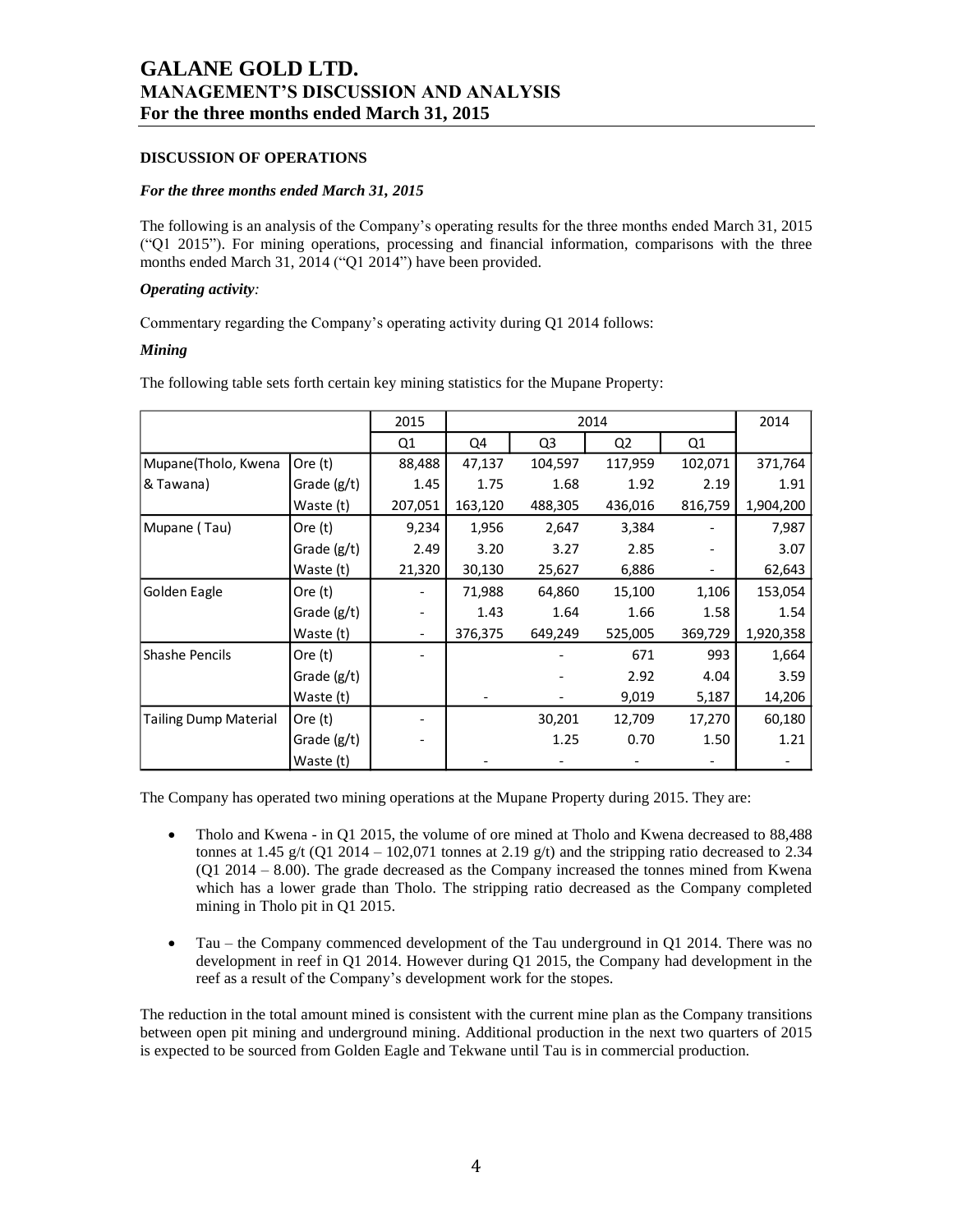## DISCUSSION OF OPERATIONS

### *For the three months ended March 31, 2015*

The following is an analysis of the Company's operating results for the three months ended March 31, 2015 ("Q1 2015"). For mining operations, processing and financial information, comparisons with the three months ended March 31, 2014 ("Q1 2014") have been provided.

***Operating activity:***

Commentary regarding the Company's operating activity during Q1 2014 follows:

***Mining***

The following table sets forth certain key mining statistics for the Mupane Property:

| | | 2015 | 2014 | | | | 2014 |
|---|---|---|---|---|---|---|---|
| | | Q1 | Q4 | Q3 | Q2 | Q1 | |
| Mupane(Tholo, Kwena & Tawana) | Ore (t) | 88,488 | 47,137 | 104,597 | 117,959 | 102,071 | 371,764 |
| | Grade (g/t) | 1.45 | 1.75 | 1.68 | 1.92 | 2.19 | 1.91 |
| | Waste (t) | 207,051 | 163,120 | 488,305 | 436,016 | 816,759 | 1,904,200 |
| Mupane ( Tau) | Ore (t) | 9,234 | 1,956 | 2,647 | 3,384 | - | 7,987 |
| | Grade (g/t) | 2.49 | 3.20 | 3.27 | 2.85 | - | 3.07 |
| | Waste (t) | 21,320 | 30,130 | 25,627 | 6,886 | - | 62,643 |
| Golden Eagle | Ore (t) | - | 71,988 | 64,860 | 15,100 | 1,106 | 153,054 |
| | Grade (g/t) | - | 1.43 | 1.64 | 1.66 | 1.58 | 1.54 |
| | Waste (t) | - | 376,375 | 649,249 | 525,005 | 369,729 | 1,920,358 |
| Shashe Pencils | Ore (t) | - | | - | 671 | 993 | 1,664 |
| | Grade (g/t) | | | - | 2.92 | 4.04 | 3.59 |
| | Waste (t) | | - | - | 9,019 | 5,187 | 14,206 |
| Tailing Dump Material | Ore (t) | - | | 30,201 | 12,709 | 17,270 | 60,180 |
| | Grade (g/t) | - | | 1.25 | 0.70 | 1.50 | 1.21 |
| | Waste (t) | | - | - | - | - | - |

The Company has operated two mining operations at the Mupane Property during 2015. They are:

- Tholo and Kwena - in Q1 2015, the volume of ore mined at Tholo and Kwena decreased to 88,488 tonnes at 1.45 g/t (Q1 2014 – 102,071 tonnes at 2.19 g/t) and the stripping ratio decreased to 2.34 (Q1 2014 – 8.00). The grade decreased as the Company increased the tonnes mined from Kwena which has a lower grade than Tholo. The stripping ratio decreased as the Company completed mining in Tholo pit in Q1 2015.

- Tau – the Company commenced development of the Tau underground in Q1 2014. There was no development in reef in Q1 2014. However during Q1 2015, the Company had development in the reef as a result of the Company's development work for the stopes.

The reduction in the total amount mined is consistent with the current mine plan as the Company transitions between open pit mining and underground mining. Additional production in the next two quarters of 2015 is expected to be sourced from Golden Eagle and Tekwane until Tau is in commercial production.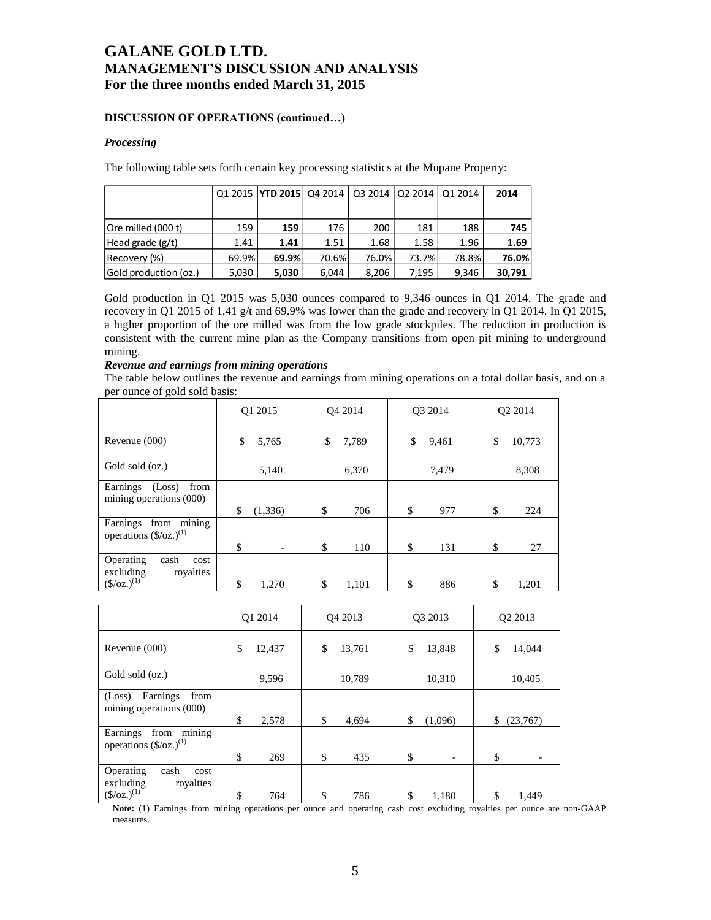**DISCUSSION OF OPERATIONS (continued…)**

***Processing***

The following table sets forth certain key processing statistics at the Mupane Property:

| | Q1 2015 | **YTD 2015** | Q4 2014 | Q3 2014 | Q2 2014 | Q1 2014 | **2014** |
|---|---|---|---|---|---|---|---|
| Ore milled (000 t) | 159 | **159** | 176 | 200 | 181 | 188 | **745** |
| Head grade (g/t) | 1.41 | **1.41** | 1.51 | 1.68 | 1.58 | 1.96 | **1.69** |
| Recovery (%) | 69.9% | **69.9%** | 70.6% | 76.0% | 73.7% | 78.8% | **76.0%** |
| Gold production (oz.) | 5,030 | **5,030** | 6,044 | 8,206 | 7,195 | 9,346 | **30,791** |

Gold production in Q1 2015 was 5,030 ounces compared to 9,346 ounces in Q1 2014. The grade and recovery in Q1 2015 of 1.41 g/t and 69.9% was lower than the grade and recovery in Q1 2014. In Q1 2015, a higher proportion of the ore milled was from the low grade stockpiles. The reduction in production is consistent with the current mine plan as the Company transitions from open pit mining to underground mining.

***Revenue and earnings from mining operations***

The table below outlines the revenue and earnings from mining operations on a total dollar basis, and on a per ounce of gold sold basis:

| | Q1 2015 | Q4 2014 | Q3 2014 | Q2 2014 |
|---|---|---|---|---|
| Revenue (000) | $ 5,765 | $ 7,789 | $ 9,461 | $ 10,773 |
| Gold sold (oz.) | 5,140 | 6,370 | 7,479 | 8,308 |
| Earnings (Loss) from mining operations (000) | $ (1,336) | $ 706 | $ 977 | $ 224 |
| Earnings from mining operations ($/oz.)[1] | $ - | $ 110 | $ 131 | $ 27 |
| Operating cash cost excluding royalties ($/oz.)[1] | $ 1,270 | $ 1,101 | $ 886 | $ 1,201 |

| | Q1 2014 | Q4 2013 | Q3 2013 | Q2 2013 |
|---|---|---|---|---|
| Revenue (000) | $ 12,437 | $ 13,761 | $ 13,848 | $ 14,044 |
| Gold sold (oz.) | 9,596 | 10,789 | 10,310 | 10,405 |
| (Loss) Earnings from mining operations (000) | $ 2,578 | $ 4,694 | $ (1,096) | $ (23,767) |
| Earnings from mining operations ($/oz.)[1] | $ 269 | $ 435 | $ - | $ - |
| Operating cash cost excluding royalties ($/oz.)[1] | $ 764 | $ 786 | $ 1,180 | $ 1,449 |

**Note:** (1) Earnings from mining operations per ounce and operating cash cost excluding royalties per ounce are non-GAAP measures.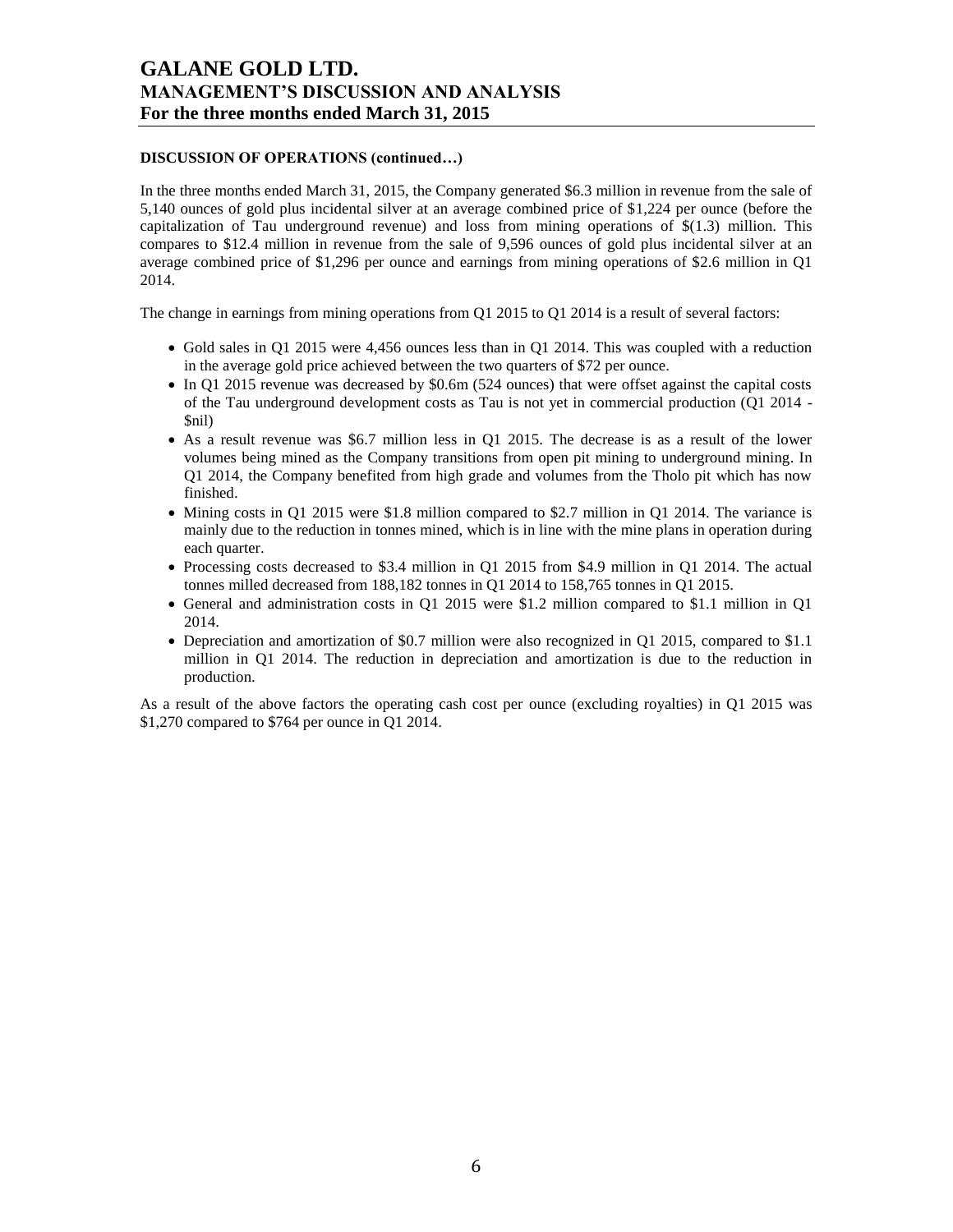**DISCUSSION OF OPERATIONS (continued…)**

In the three months ended March 31, 2015, the Company generated $6.3 million in revenue from the sale of 5,140 ounces of gold plus incidental silver at an average combined price of $1,224 per ounce (before the capitalization of Tau underground revenue) and loss from mining operations of $(1.3) million. This compares to $12.4 million in revenue from the sale of 9,596 ounces of gold plus incidental silver at an average combined price of $1,296 per ounce and earnings from mining operations of $2.6 million in Q1 2014.

The change in earnings from mining operations from Q1 2015 to Q1 2014 is a result of several factors:

- Gold sales in Q1 2015 were 4,456 ounces less than in Q1 2014. This was coupled with a reduction in the average gold price achieved between the two quarters of $72 per ounce.
- In Q1 2015 revenue was decreased by $0.6m (524 ounces) that were offset against the capital costs of the Tau underground development costs as Tau is not yet in commercial production (Q1 2014 - $nil)
- As a result revenue was $6.7 million less in Q1 2015. The decrease is as a result of the lower volumes being mined as the Company transitions from open pit mining to underground mining. In Q1 2014, the Company benefited from high grade and volumes from the Tholo pit which has now finished.
- Mining costs in Q1 2015 were $1.8 million compared to $2.7 million in Q1 2014. The variance is mainly due to the reduction in tonnes mined, which is in line with the mine plans in operation during each quarter.
- Processing costs decreased to $3.4 million in Q1 2015 from $4.9 million in Q1 2014. The actual tonnes milled decreased from 188,182 tonnes in Q1 2014 to 158,765 tonnes in Q1 2015.
- General and administration costs in Q1 2015 were $1.2 million compared to $1.1 million in Q1 2014.
- Depreciation and amortization of $0.7 million were also recognized in Q1 2015, compared to $1.1 million in Q1 2014. The reduction in depreciation and amortization is due to the reduction in production.

As a result of the above factors the operating cash cost per ounce (excluding royalties) in Q1 2015 was $1,270 compared to $764 per ounce in Q1 2014.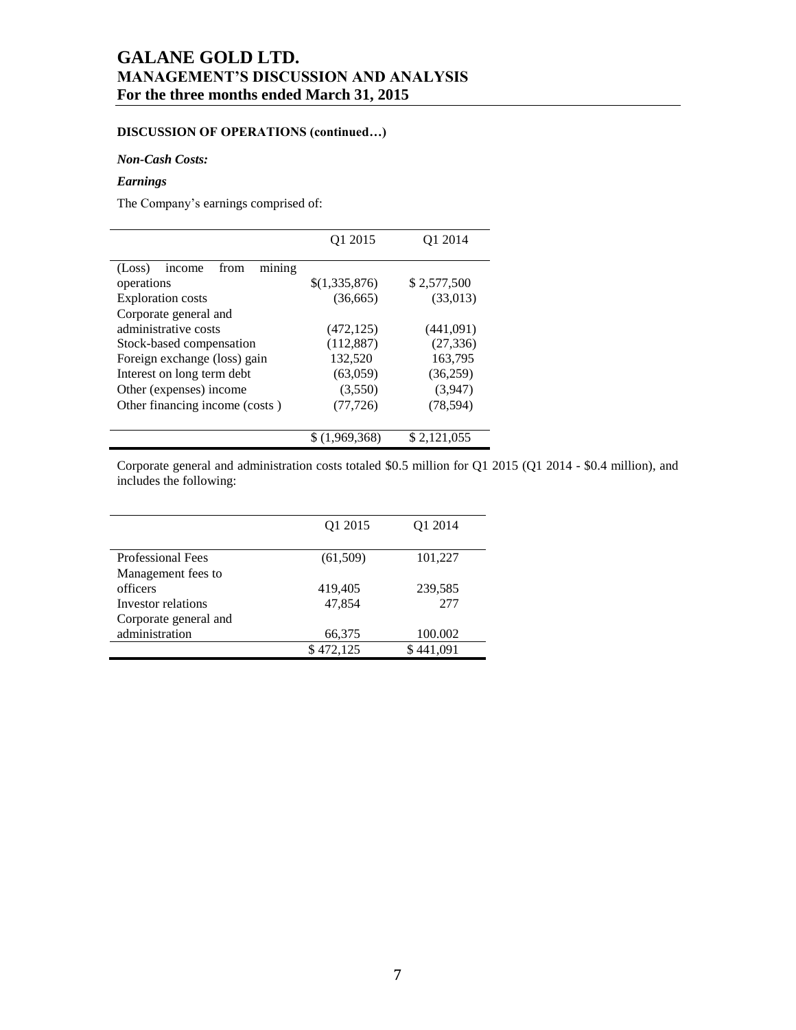## DISCUSSION OF OPERATIONS (continued…)

### *Non-Cash Costs:*

### *Earnings*

The Company's earnings comprised of:

| | Q1 2015 | Q1 2014 |
|---|---|---|
| (Loss) income from mining operations | $(1,335,876) | $ 2,577,500 |
| Exploration costs | (36,665) | (33,013) |
| Corporate general and administrative costs | (472,125) | (441,091) |
| Stock-based compensation | (112,887) | (27,336) |
| Foreign exchange (loss) gain | 132,520 | 163,795 |
| Interest on long term debt | (63,059) | (36,259) |
| Other (expenses) income | (3,550) | (3,947) |
| Other financing income (costs ) | (77,726) | (78,594) |
| | $ (1,969,368) | $ 2,121,055 |

Corporate general and administration costs totaled $0.5 million for Q1 2015 (Q1 2014 - $0.4 million), and includes the following:

| | Q1 2015 | Q1 2014 |
|---|---|---|
| Professional Fees | (61,509) | 101,227 |
| Management fees to officers | 419,405 | 239,585 |
| Investor relations | 47,854 | 277 |
| Corporate general and administration | 66,375 | 100.002 |
| | $ 472,125 | $ 441,091 |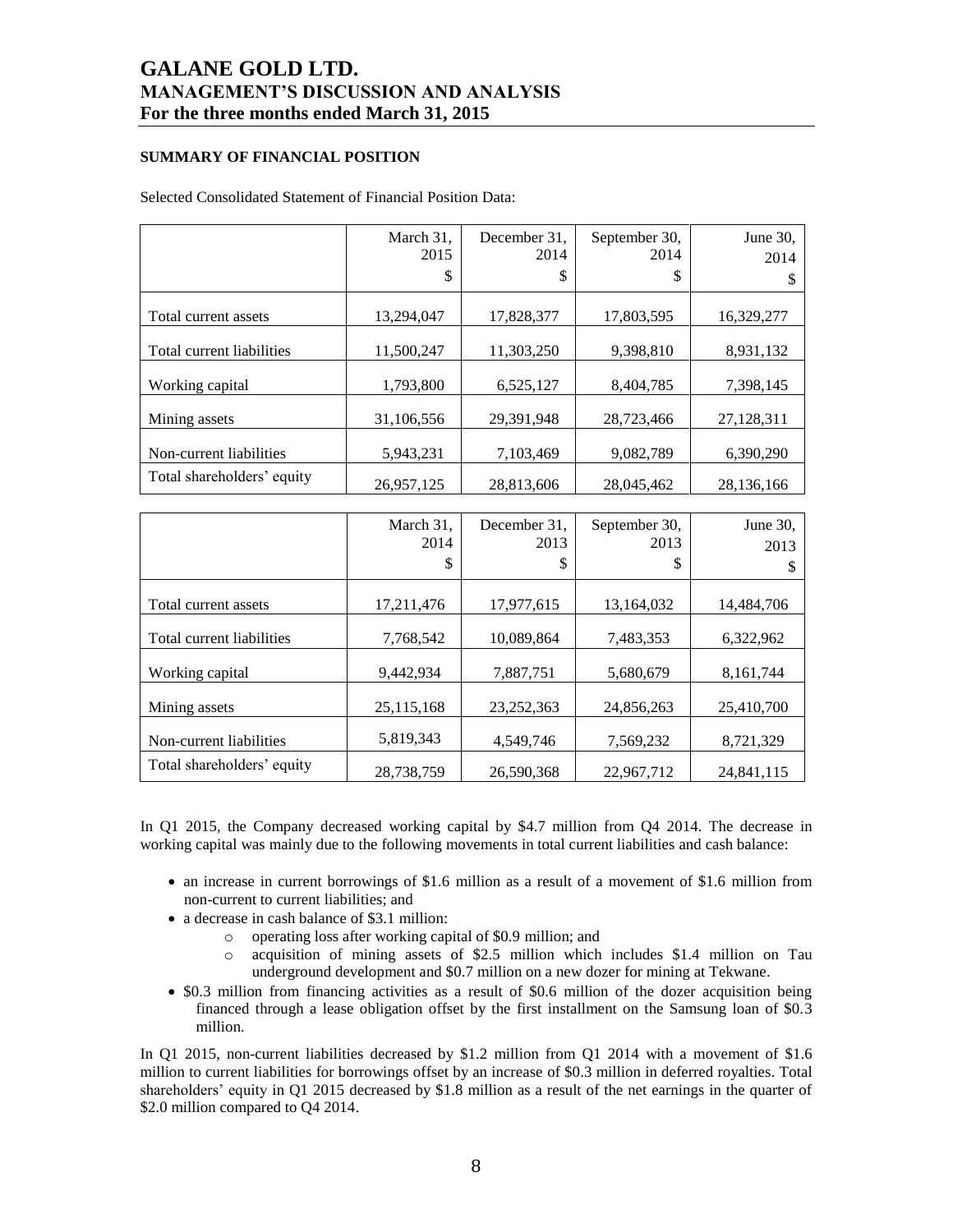## SUMMARY OF FINANCIAL POSITION

Selected Consolidated Statement of Financial Position Data:

| | March 31, 2015 $ | December 31, 2014 $ | September 30, 2014 $ | June 30, 2014 $ |
|---|---|---|---|---|
| Total current assets | 13,294,047 | 17,828,377 | 17,803,595 | 16,329,277 |
| Total current liabilities | 11,500,247 | 11,303,250 | 9,398,810 | 8,931,132 |
| Working capital | 1,793,800 | 6,525,127 | 8,404,785 | 7,398,145 |
| Mining assets | 31,106,556 | 29,391,948 | 28,723,466 | 27,128,311 |
| Non-current liabilities | 5,943,231 | 7,103,469 | 9,082,789 | 6,390,290 |
| Total shareholders' equity | 26,957,125 | 28,813,606 | 28,045,462 | 28,136,166 |

| | March 31, 2014 $ | December 31, 2013 $ | September 30, 2013 $ | June 30, 2013 $ |
|---|---|---|---|---|
| Total current assets | 17,211,476 | 17,977,615 | 13,164,032 | 14,484,706 |
| Total current liabilities | 7,768,542 | 10,089,864 | 7,483,353 | 6,322,962 |
| Working capital | 9,442,934 | 7,887,751 | 5,680,679 | 8,161,744 |
| Mining assets | 25,115,168 | 23,252,363 | 24,856,263 | 25,410,700 |
| Non-current liabilities | 5,819,343 | 4,549,746 | 7,569,232 | 8,721,329 |
| Total shareholders' equity | 28,738,759 | 26,590,368 | 22,967,712 | 24,841,115 |

In Q1 2015, the Company decreased working capital by $4.7 million from Q4 2014. The decrease in working capital was mainly due to the following movements in total current liabilities and cash balance:

- an increase in current borrowings of $1.6 million as a result of a movement of $1.6 million from non-current to current liabilities; and
- a decrease in cash balance of $3.1 million:
  - operating loss after working capital of $0.9 million; and
  - acquisition of mining assets of $2.5 million which includes $1.4 million on Tau underground development and $0.7 million on a new dozer for mining at Tekwane.
- $0.3 million from financing activities as a result of $0.6 million of the dozer acquisition being financed through a lease obligation offset by the first installment on the Samsung loan of $0.3 million.

In Q1 2015, non-current liabilities decreased by $1.2 million from Q1 2014 with a movement of $1.6 million to current liabilities for borrowings offset by an increase of $0.3 million in deferred royalties. Total shareholders' equity in Q1 2015 decreased by $1.8 million as a result of the net earnings in the quarter of $2.0 million compared to Q4 2014.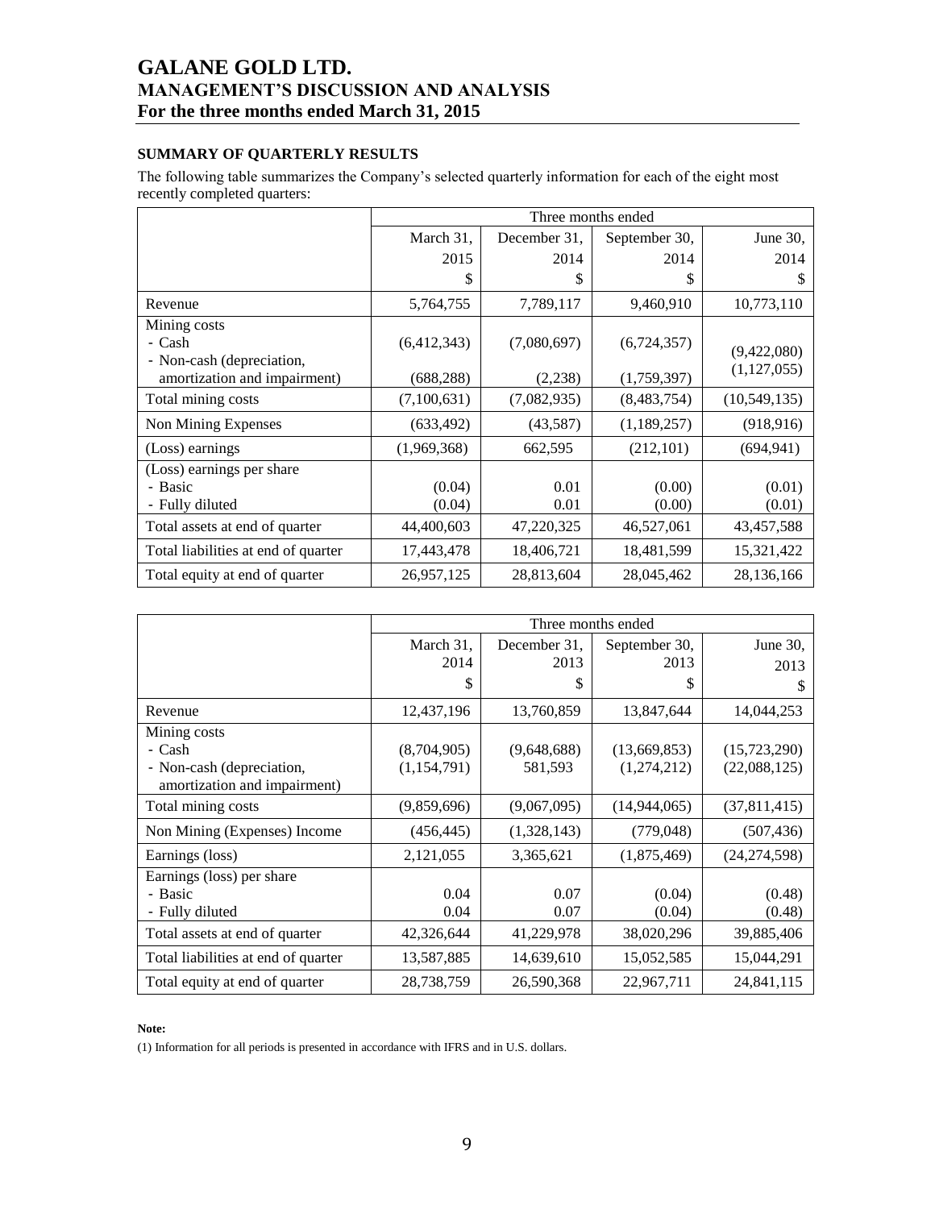## SUMMARY OF QUARTERLY RESULTS

The following table summarizes the Company's selected quarterly information for each of the eight most recently completed quarters:

| | Three months ended | | | |
|---|---|---|---|---|
| | March 31, 2015 | December 31, 2014 | September 30, 2014 | June 30, 2014 |
| | $ | $ | $ | $ |
| Revenue | 5,764,755 | 7,789,117 | 9,460,910 | 10,773,110 |
| Mining costs<br>- Cash | (6,412,343) | (7,080,697) | (6,724,357) | (9,422,080) |
| - Non-cash (depreciation, amortization and impairment) | (688,288) | (2,238) | (1,759,397) | (1,127,055) |
| Total mining costs | (7,100,631) | (7,082,935) | (8,483,754) | (10,549,135) |
| Non Mining Expenses | (633,492) | (43,587) | (1,189,257) | (918,916) |
| (Loss) earnings | (1,969,368) | 662,595 | (212,101) | (694,941) |
| (Loss) earnings per share<br>- Basic | (0.04) | 0.01 | (0.00) | (0.01) |
| - Fully diluted | (0.04) | 0.01 | (0.00) | (0.01) |
| Total assets at end of quarter | 44,400,603 | 47,220,325 | 46,527,061 | 43,457,588 |
| Total liabilities at end of quarter | 17,443,478 | 18,406,721 | 18,481,599 | 15,321,422 |
| Total equity at end of quarter | 26,957,125 | 28,813,604 | 28,045,462 | 28,136,166 |

| | Three months ended | | | |
|---|---|---|---|---|
| | March 31, 2014 | December 31, 2013 | September 30, 2013 | June 30, 2013 |
| | $ | $ | $ | $ |
| Revenue | 12,437,196 | 13,760,859 | 13,847,644 | 14,044,253 |
| Mining costs<br>- Cash | (8,704,905) | (9,648,688) | (13,669,853) | (15,723,290) |
| - Non-cash (depreciation, amortization and impairment) | (1,154,791) | 581,593 | (1,274,212) | (22,088,125) |
| Total mining costs | (9,859,696) | (9,067,095) | (14,944,065) | (37,811,415) |
| Non Mining (Expenses) Income | (456,445) | (1,328,143) | (779,048) | (507,436) |
| Earnings (loss) | 2,121,055 | 3,365,621 | (1,875,469) | (24,274,598) |
| Earnings (loss) per share<br>- Basic | 0.04 | 0.07 | (0.04) | (0.48) |
| - Fully diluted | 0.04 | 0.07 | (0.04) | (0.48) |
| Total assets at end of quarter | 42,326,644 | 41,229,978 | 38,020,296 | 39,885,406 |
| Total liabilities at end of quarter | 13,587,885 | 14,639,610 | 15,052,585 | 15,044,291 |
| Total equity at end of quarter | 28,738,759 | 26,590,368 | 22,967,711 | 24,841,115 |

**Note:**

(1) Information for all periods is presented in accordance with IFRS and in U.S. dollars.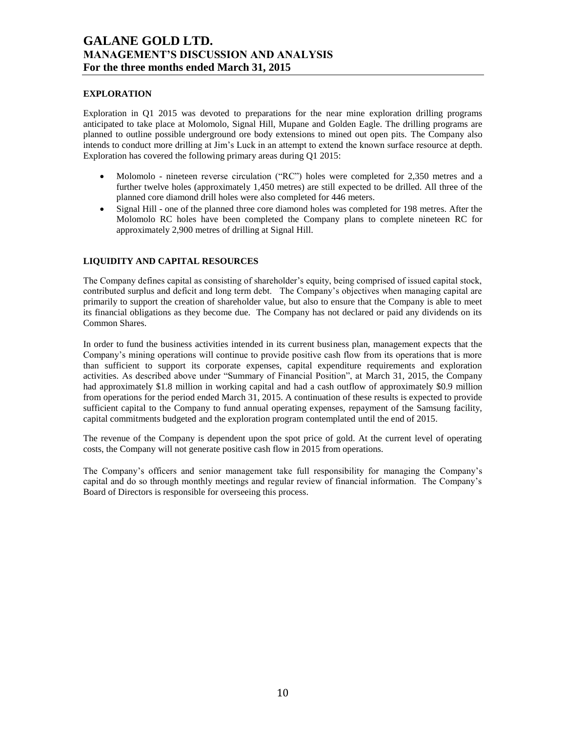## EXPLORATION

Exploration in Q1 2015 was devoted to preparations for the near mine exploration drilling programs anticipated to take place at Molomolo, Signal Hill, Mupane and Golden Eagle. The drilling programs are planned to outline possible underground ore body extensions to mined out open pits. The Company also intends to conduct more drilling at Jim's Luck in an attempt to extend the known surface resource at depth. Exploration has covered the following primary areas during Q1 2015:

- Molomolo - nineteen reverse circulation ("RC") holes were completed for 2,350 metres and a further twelve holes (approximately 1,450 metres) are still expected to be drilled. All three of the planned core diamond drill holes were also completed for 446 meters.
- Signal Hill - one of the planned three core diamond holes was completed for 198 metres. After the Molomolo RC holes have been completed the Company plans to complete nineteen RC for approximately 2,900 metres of drilling at Signal Hill.

## LIQUIDITY AND CAPITAL RESOURCES

The Company defines capital as consisting of shareholder's equity, being comprised of issued capital stock, contributed surplus and deficit and long term debt. The Company's objectives when managing capital are primarily to support the creation of shareholder value, but also to ensure that the Company is able to meet its financial obligations as they become due. The Company has not declared or paid any dividends on its Common Shares.

In order to fund the business activities intended in its current business plan, management expects that the Company's mining operations will continue to provide positive cash flow from its operations that is more than sufficient to support its corporate expenses, capital expenditure requirements and exploration activities. As described above under "Summary of Financial Position", at March 31, 2015, the Company had approximately $1.8 million in working capital and had a cash outflow of approximately $0.9 million from operations for the period ended March 31, 2015. A continuation of these results is expected to provide sufficient capital to the Company to fund annual operating expenses, repayment of the Samsung facility, capital commitments budgeted and the exploration program contemplated until the end of 2015.

The revenue of the Company is dependent upon the spot price of gold. At the current level of operating costs, the Company will not generate positive cash flow in 2015 from operations.

The Company's officers and senior management take full responsibility for managing the Company's capital and do so through monthly meetings and regular review of financial information. The Company's Board of Directors is responsible for overseeing this process.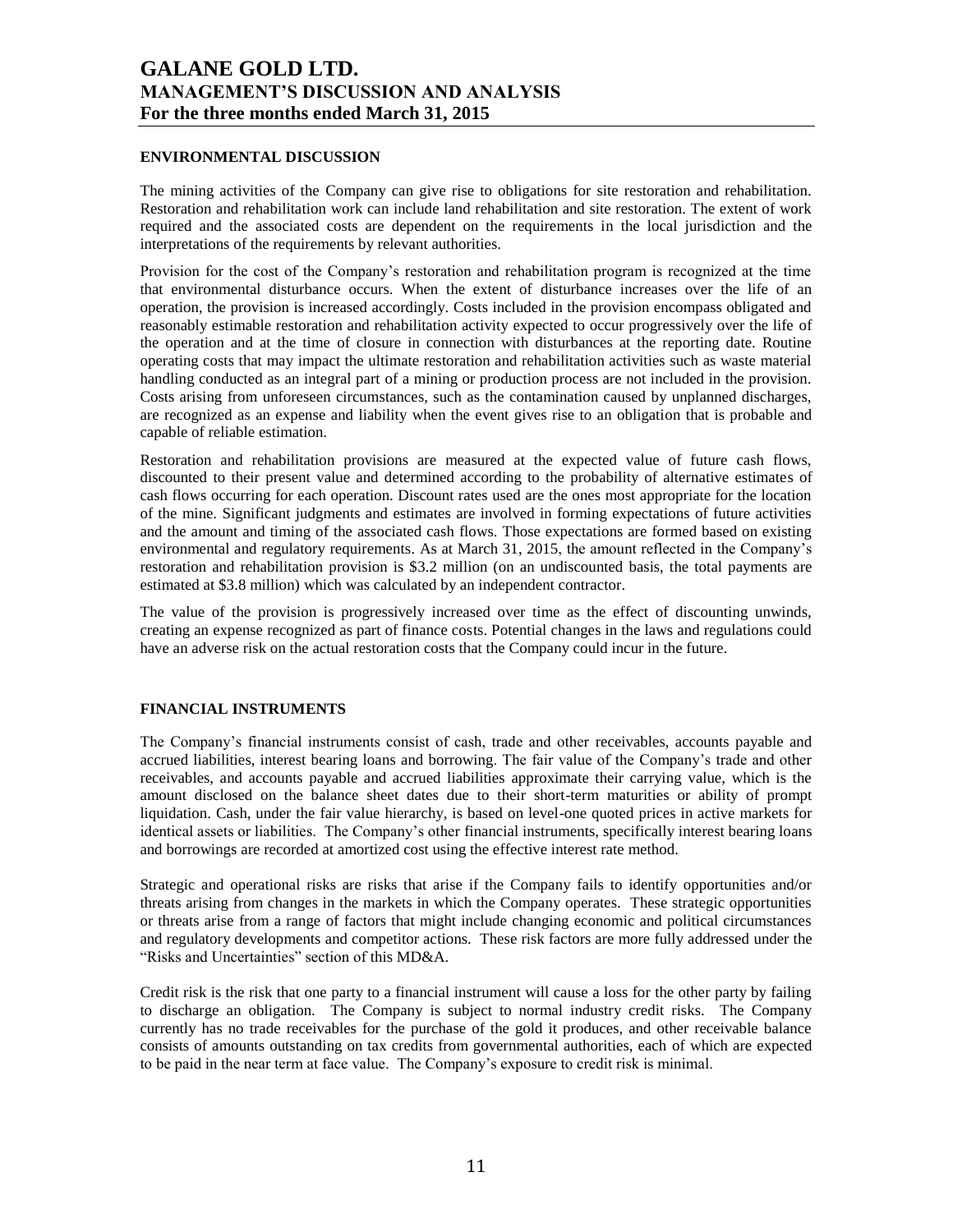## ENVIRONMENTAL DISCUSSION

The mining activities of the Company can give rise to obligations for site restoration and rehabilitation. Restoration and rehabilitation work can include land rehabilitation and site restoration. The extent of work required and the associated costs are dependent on the requirements in the local jurisdiction and the interpretations of the requirements by relevant authorities.

Provision for the cost of the Company's restoration and rehabilitation program is recognized at the time that environmental disturbance occurs. When the extent of disturbance increases over the life of an operation, the provision is increased accordingly. Costs included in the provision encompass obligated and reasonably estimable restoration and rehabilitation activity expected to occur progressively over the life of the operation and at the time of closure in connection with disturbances at the reporting date. Routine operating costs that may impact the ultimate restoration and rehabilitation activities such as waste material handling conducted as an integral part of a mining or production process are not included in the provision. Costs arising from unforeseen circumstances, such as the contamination caused by unplanned discharges, are recognized as an expense and liability when the event gives rise to an obligation that is probable and capable of reliable estimation.

Restoration and rehabilitation provisions are measured at the expected value of future cash flows, discounted to their present value and determined according to the probability of alternative estimates of cash flows occurring for each operation. Discount rates used are the ones most appropriate for the location of the mine. Significant judgments and estimates are involved in forming expectations of future activities and the amount and timing of the associated cash flows. Those expectations are formed based on existing environmental and regulatory requirements. As at March 31, 2015, the amount reflected in the Company's restoration and rehabilitation provision is $3.2 million (on an undiscounted basis, the total payments are estimated at $3.8 million) which was calculated by an independent contractor.

The value of the provision is progressively increased over time as the effect of discounting unwinds, creating an expense recognized as part of finance costs. Potential changes in the laws and regulations could have an adverse risk on the actual restoration costs that the Company could incur in the future.

## FINANCIAL INSTRUMENTS

The Company's financial instruments consist of cash, trade and other receivables, accounts payable and accrued liabilities, interest bearing loans and borrowing. The fair value of the Company's trade and other receivables, and accounts payable and accrued liabilities approximate their carrying value, which is the amount disclosed on the balance sheet dates due to their short-term maturities or ability of prompt liquidation. Cash, under the fair value hierarchy, is based on level-one quoted prices in active markets for identical assets or liabilities. The Company's other financial instruments, specifically interest bearing loans and borrowings are recorded at amortized cost using the effective interest rate method.

Strategic and operational risks are risks that arise if the Company fails to identify opportunities and/or threats arising from changes in the markets in which the Company operates. These strategic opportunities or threats arise from a range of factors that might include changing economic and political circumstances and regulatory developments and competitor actions. These risk factors are more fully addressed under the "Risks and Uncertainties" section of this MD&A.

Credit risk is the risk that one party to a financial instrument will cause a loss for the other party by failing to discharge an obligation. The Company is subject to normal industry credit risks. The Company currently has no trade receivables for the purchase of the gold it produces, and other receivable balance consists of amounts outstanding on tax credits from governmental authorities, each of which are expected to be paid in the near term at face value. The Company's exposure to credit risk is minimal.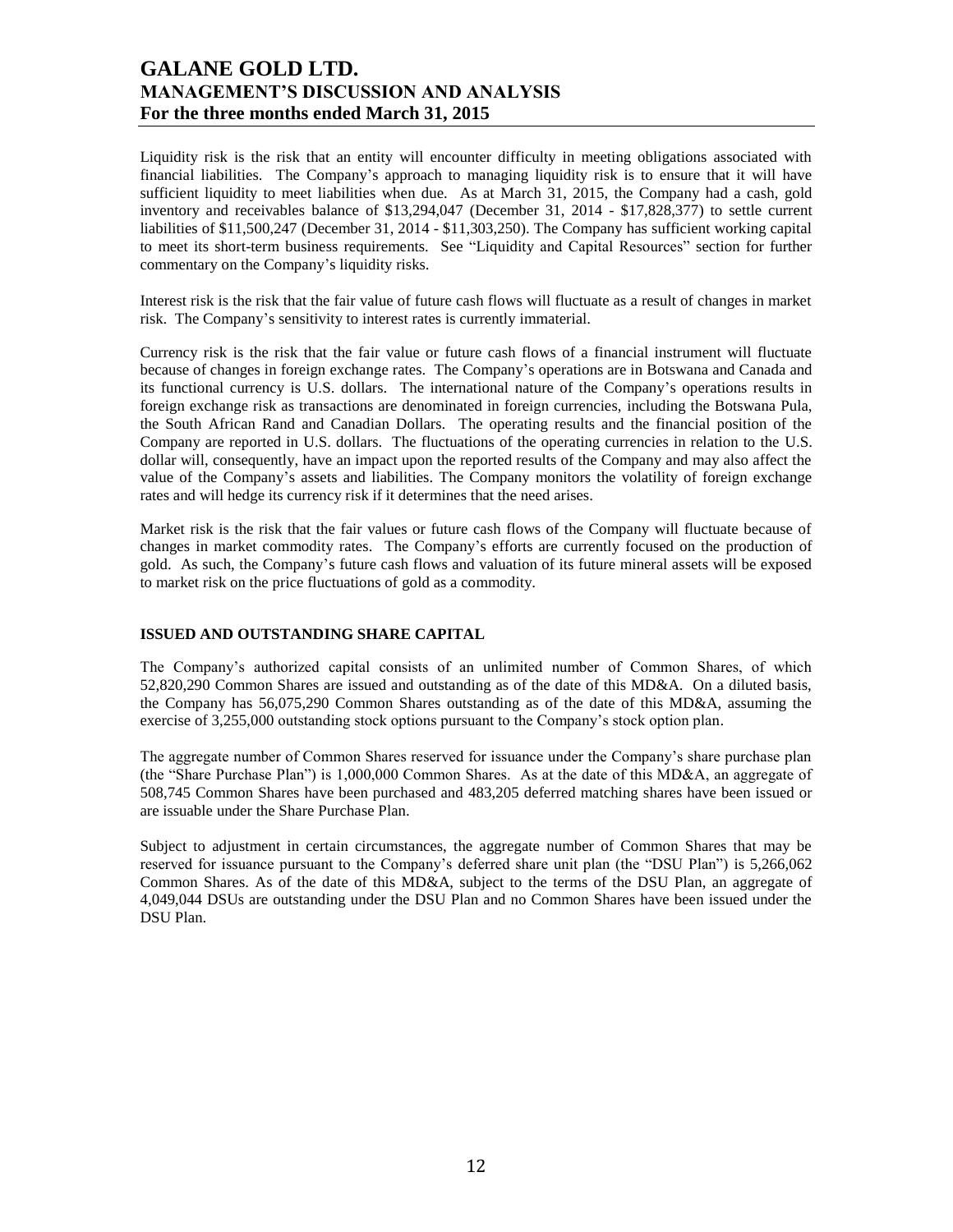Liquidity risk is the risk that an entity will encounter difficulty in meeting obligations associated with financial liabilities. The Company's approach to managing liquidity risk is to ensure that it will have sufficient liquidity to meet liabilities when due. As at March 31, 2015, the Company had a cash, gold inventory and receivables balance of $13,294,047 (December 31, 2014 - $17,828,377) to settle current liabilities of $11,500,247 (December 31, 2014 - $11,303,250). The Company has sufficient working capital to meet its short-term business requirements. See "Liquidity and Capital Resources" section for further commentary on the Company's liquidity risks.

Interest risk is the risk that the fair value of future cash flows will fluctuate as a result of changes in market risk. The Company's sensitivity to interest rates is currently immaterial.

Currency risk is the risk that the fair value or future cash flows of a financial instrument will fluctuate because of changes in foreign exchange rates. The Company's operations are in Botswana and Canada and its functional currency is U.S. dollars. The international nature of the Company's operations results in foreign exchange risk as transactions are denominated in foreign currencies, including the Botswana Pula, the South African Rand and Canadian Dollars. The operating results and the financial position of the Company are reported in U.S. dollars. The fluctuations of the operating currencies in relation to the U.S. dollar will, consequently, have an impact upon the reported results of the Company and may also affect the value of the Company's assets and liabilities. The Company monitors the volatility of foreign exchange rates and will hedge its currency risk if it determines that the need arises.

Market risk is the risk that the fair values or future cash flows of the Company will fluctuate because of changes in market commodity rates. The Company's efforts are currently focused on the production of gold. As such, the Company's future cash flows and valuation of its future mineral assets will be exposed to market risk on the price fluctuations of gold as a commodity.

## ISSUED AND OUTSTANDING SHARE CAPITAL

The Company's authorized capital consists of an unlimited number of Common Shares, of which 52,820,290 Common Shares are issued and outstanding as of the date of this MD&A. On a diluted basis, the Company has 56,075,290 Common Shares outstanding as of the date of this MD&A, assuming the exercise of 3,255,000 outstanding stock options pursuant to the Company's stock option plan.

The aggregate number of Common Shares reserved for issuance under the Company's share purchase plan (the "Share Purchase Plan") is 1,000,000 Common Shares. As at the date of this MD&A, an aggregate of 508,745 Common Shares have been purchased and 483,205 deferred matching shares have been issued or are issuable under the Share Purchase Plan.

Subject to adjustment in certain circumstances, the aggregate number of Common Shares that may be reserved for issuance pursuant to the Company's deferred share unit plan (the "DSU Plan") is 5,266,062 Common Shares. As of the date of this MD&A, subject to the terms of the DSU Plan, an aggregate of 4,049,044 DSUs are outstanding under the DSU Plan and no Common Shares have been issued under the DSU Plan.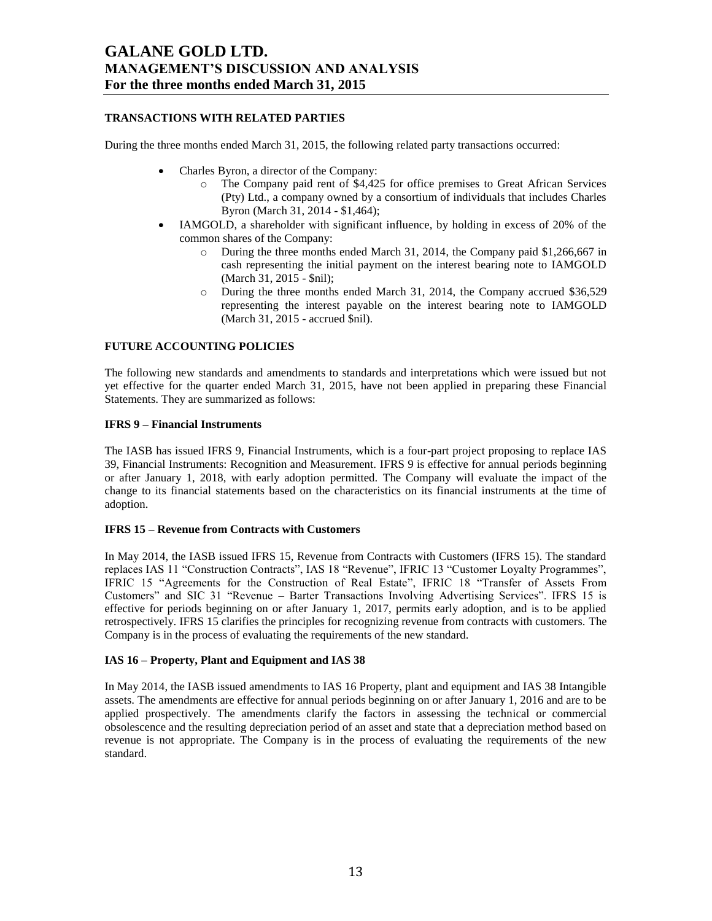## TRANSACTIONS WITH RELATED PARTIES

During the three months ended March 31, 2015, the following related party transactions occurred:

- Charles Byron, a director of the Company:
  - The Company paid rent of $4,425 for office premises to Great African Services (Pty) Ltd., a company owned by a consortium of individuals that includes Charles Byron (March 31, 2014 - $1,464);
- IAMGOLD, a shareholder with significant influence, by holding in excess of 20% of the common shares of the Company:
  - During the three months ended March 31, 2014, the Company paid $1,266,667 in cash representing the initial payment on the interest bearing note to IAMGOLD (March 31, 2015 - $nil);
  - During the three months ended March 31, 2014, the Company accrued $36,529 representing the interest payable on the interest bearing note to IAMGOLD (March 31, 2015 - accrued $nil).

## FUTURE ACCOUNTING POLICIES

The following new standards and amendments to standards and interpretations which were issued but not yet effective for the quarter ended March 31, 2015, have not been applied in preparing these Financial Statements. They are summarized as follows:

### IFRS 9 – Financial Instruments

The IASB has issued IFRS 9, Financial Instruments, which is a four-part project proposing to replace IAS 39, Financial Instruments: Recognition and Measurement. IFRS 9 is effective for annual periods beginning or after January 1, 2018, with early adoption permitted. The Company will evaluate the impact of the change to its financial statements based on the characteristics on its financial instruments at the time of adoption.

### IFRS 15 – Revenue from Contracts with Customers

In May 2014, the IASB issued IFRS 15, Revenue from Contracts with Customers (IFRS 15). The standard replaces IAS 11 "Construction Contracts", IAS 18 "Revenue", IFRIC 13 "Customer Loyalty Programmes", IFRIC 15 "Agreements for the Construction of Real Estate", IFRIC 18 "Transfer of Assets From Customers" and SIC 31 "Revenue – Barter Transactions Involving Advertising Services". IFRS 15 is effective for periods beginning on or after January 1, 2017, permits early adoption, and is to be applied retrospectively. IFRS 15 clarifies the principles for recognizing revenue from contracts with customers. The Company is in the process of evaluating the requirements of the new standard.

### IAS 16 – Property, Plant and Equipment and IAS 38

In May 2014, the IASB issued amendments to IAS 16 Property, plant and equipment and IAS 38 Intangible assets. The amendments are effective for annual periods beginning on or after January 1, 2016 and are to be applied prospectively. The amendments clarify the factors in assessing the technical or commercial obsolescence and the resulting depreciation period of an asset and state that a depreciation method based on revenue is not appropriate. The Company is in the process of evaluating the requirements of the new standard.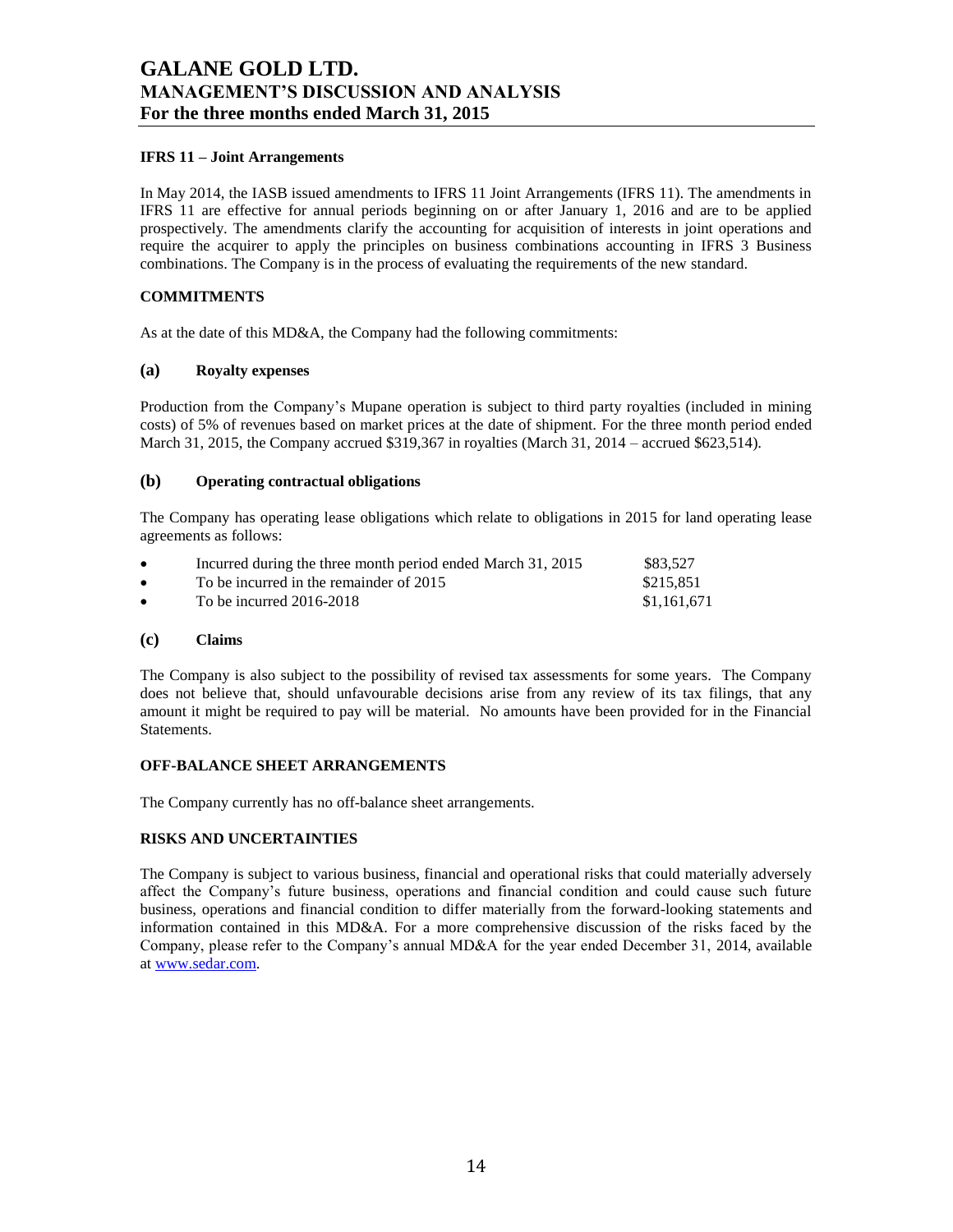**IFRS 11 – Joint Arrangements**

In May 2014, the IASB issued amendments to IFRS 11 Joint Arrangements (IFRS 11). The amendments in IFRS 11 are effective for annual periods beginning on or after January 1, 2016 and are to be applied prospectively. The amendments clarify the accounting for acquisition of interests in joint operations and require the acquirer to apply the principles on business combinations accounting in IFRS 3 Business combinations. The Company is in the process of evaluating the requirements of the new standard.

## COMMITMENTS

As at the date of this MD&A, the Company had the following commitments:

### (a) Royalty expenses

Production from the Company's Mupane operation is subject to third party royalties (included in mining costs) of 5% of revenues based on market prices at the date of shipment. For the three month period ended March 31, 2015, the Company accrued $319,367 in royalties (March 31, 2014 – accrued $623,514).

### (b) Operating contractual obligations

The Company has operating lease obligations which relate to obligations in 2015 for land operating lease agreements as follows:

- Incurred during the three month period ended March 31, 2015 — $83,527
- To be incurred in the remainder of 2015 — $215,851
- To be incurred 2016-2018 — $1,161,671

### (c) Claims

The Company is also subject to the possibility of revised tax assessments for some years. The Company does not believe that, should unfavourable decisions arise from any review of its tax filings, that any amount it might be required to pay will be material. No amounts have been provided for in the Financial Statements.

## OFF-BALANCE SHEET ARRANGEMENTS

The Company currently has no off-balance sheet arrangements.

## RISKS AND UNCERTAINTIES

The Company is subject to various business, financial and operational risks that could materially adversely affect the Company's future business, operations and financial condition and could cause such future business, operations and financial condition to differ materially from the forward-looking statements and information contained in this MD&A. For a more comprehensive discussion of the risks faced by the Company, please refer to the Company's annual MD&A for the year ended December 31, 2014, available at www.sedar.com.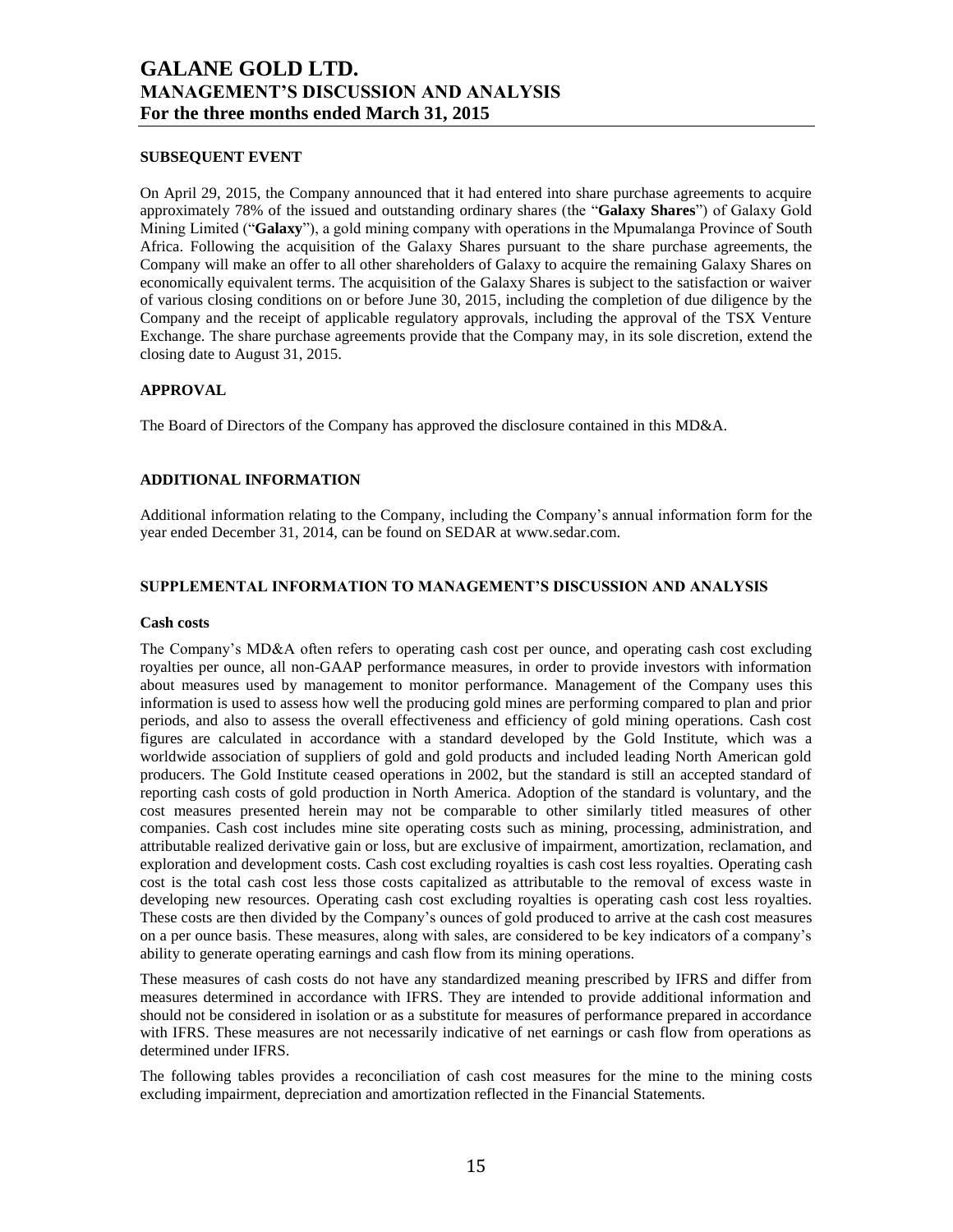## SUBSEQUENT EVENT

On April 29, 2015, the Company announced that it had entered into share purchase agreements to acquire approximately 78% of the issued and outstanding ordinary shares (the "**Galaxy Shares**") of Galaxy Gold Mining Limited ("**Galaxy**"), a gold mining company with operations in the Mpumalanga Province of South Africa. Following the acquisition of the Galaxy Shares pursuant to the share purchase agreements, the Company will make an offer to all other shareholders of Galaxy to acquire the remaining Galaxy Shares on economically equivalent terms. The acquisition of the Galaxy Shares is subject to the satisfaction or waiver of various closing conditions on or before June 30, 2015, including the completion of due diligence by the Company and the receipt of applicable regulatory approvals, including the approval of the TSX Venture Exchange. The share purchase agreements provide that the Company may, in its sole discretion, extend the closing date to August 31, 2015.

## APPROVAL

The Board of Directors of the Company has approved the disclosure contained in this MD&A.

## ADDITIONAL INFORMATION

Additional information relating to the Company, including the Company's annual information form for the year ended December 31, 2014, can be found on SEDAR at www.sedar.com.

## SUPPLEMENTAL INFORMATION TO MANAGEMENT'S DISCUSSION AND ANALYSIS

### Cash costs

The Company's MD&A often refers to operating cash cost per ounce, and operating cash cost excluding royalties per ounce, all non-GAAP performance measures, in order to provide investors with information about measures used by management to monitor performance. Management of the Company uses this information is used to assess how well the producing gold mines are performing compared to plan and prior periods, and also to assess the overall effectiveness and efficiency of gold mining operations. Cash cost figures are calculated in accordance with a standard developed by the Gold Institute, which was a worldwide association of suppliers of gold and gold products and included leading North American gold producers. The Gold Institute ceased operations in 2002, but the standard is still an accepted standard of reporting cash costs of gold production in North America. Adoption of the standard is voluntary, and the cost measures presented herein may not be comparable to other similarly titled measures of other companies. Cash cost includes mine site operating costs such as mining, processing, administration, and attributable realized derivative gain or loss, but are exclusive of impairment, amortization, reclamation, and exploration and development costs. Cash cost excluding royalties is cash cost less royalties. Operating cash cost is the total cash cost less those costs capitalized as attributable to the removal of excess waste in developing new resources. Operating cash cost excluding royalties is operating cash cost less royalties. These costs are then divided by the Company's ounces of gold produced to arrive at the cash cost measures on a per ounce basis. These measures, along with sales, are considered to be key indicators of a company's ability to generate operating earnings and cash flow from its mining operations.

These measures of cash costs do not have any standardized meaning prescribed by IFRS and differ from measures determined in accordance with IFRS. They are intended to provide additional information and should not be considered in isolation or as a substitute for measures of performance prepared in accordance with IFRS. These measures are not necessarily indicative of net earnings or cash flow from operations as determined under IFRS.

The following tables provides a reconciliation of cash cost measures for the mine to the mining costs excluding impairment, depreciation and amortization reflected in the Financial Statements.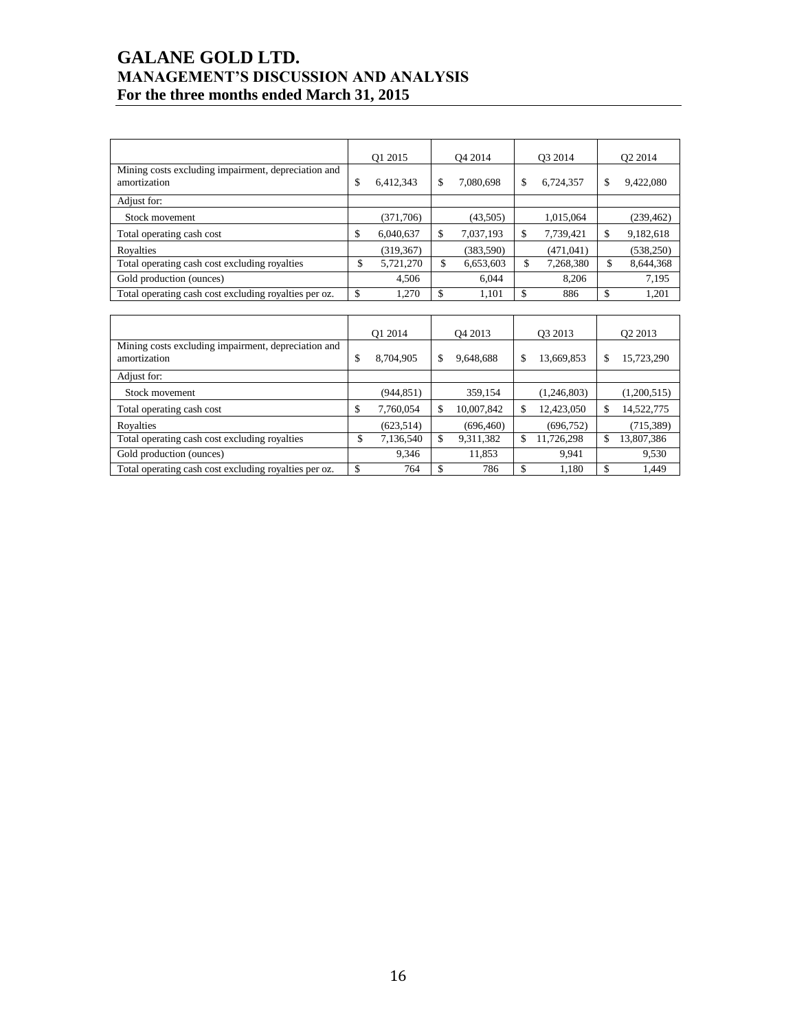| | Q1 2015 | Q4 2014 | Q3 2014 | Q2 2014 |
|---|---|---|---|---|
| Mining costs excluding impairment, depreciation and amortization | $ 6,412,343 | $ 7,080,698 | $ 6,724,357 | $ 9,422,080 |
| Adjust for: | | | | |
| Stock movement | (371,706) | (43,505) | 1,015,064 | (239,462) |
| Total operating cash cost | $ 6,040,637 | $ 7,037,193 | $ 7,739,421 | $ 9,182,618 |
| Royalties | (319,367) | (383,590) | (471,041) | (538,250) |
| Total operating cash cost excluding royalties | $ 5,721,270 | $ 6,653,603 | $ 7,268,380 | $ 8,644,368 |
| Gold production (ounces) | 4,506 | 6,044 | 8,206 | 7,195 |
| Total operating cash cost excluding royalties per oz. | $ 1,270 | $ 1,101 | $ 886 | $ 1,201 |

| | Q1 2014 | Q4 2013 | Q3 2013 | Q2 2013 |
|---|---|---|---|---|
| Mining costs excluding impairment, depreciation and amortization | $ 8,704,905 | $ 9,648,688 | $ 13,669,853 | $ 15,723,290 |
| Adjust for: | | | | |
| Stock movement | (944,851) | 359,154 | (1,246,803) | (1,200,515) |
| Total operating cash cost | $ 7,760,054 | $ 10,007,842 | $ 12,423,050 | $ 14,522,775 |
| Royalties | (623,514) | (696,460) | (696,752) | (715,389) |
| Total operating cash cost excluding royalties | $ 7,136,540 | $ 9,311,382 | $ 11,726,298 | $ 13,807,386 |
| Gold production (ounces) | 9,346 | 11,853 | 9,941 | 9,530 |
| Total operating cash cost excluding royalties per oz. | $ 764 | $ 786 | $ 1,180 | $ 1,449 |